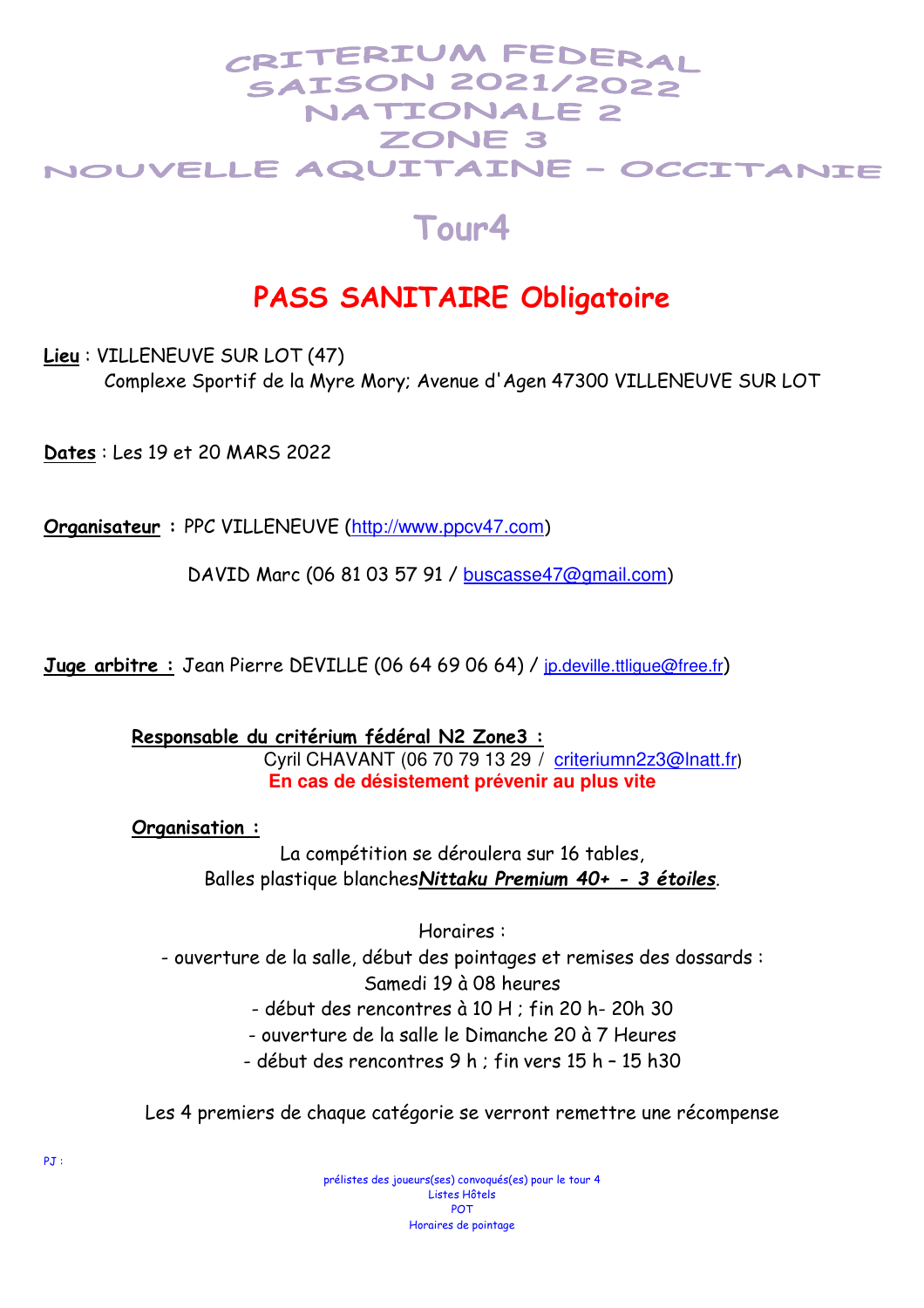# CRITERIUM FEDERAL
# SAISON 2021/2022
# NATIONALE 2
# ZONE 3
# NOUVELLE AQUITAINE – OCCITANIE

## Tour4

## PASS SANITAIRE Obligatoire

**Lieu** : VILLENEUVE SUR LOT (47)
Complexe Sportif de la Myre Mory; Avenue d'Agen 47300 VILLENEUVE SUR LOT

**Dates** : Les 19 et 20 MARS 2022

**Organisateur :** PPC VILLENEUVE (http://www.ppcv47.com)

DAVID Marc (06 81 03 57 91 / buscasse47@gmail.com)

**Juge arbitre :** Jean Pierre DEVILLE (06 64 69 06 64) / jp.deville.ttligue@free.fr)

**Responsable du critérium fédéral N2 Zone3 :**
Cyril CHAVANT (06 70 79 13 29 / criteriumn2z3@lnatt.fr)
**En cas de désistement prévenir au plus vite**

**Organisation :**

La compétition se déroulera sur 16 tables,
Balles plastique blanches***Nittaku Premium 40+ - 3 étoiles***.

Horaires :
- ouverture de la salle, début des pointages et remises des dossards : Samedi 19 à 08 heures
- début des rencontres à 10 H ; fin 20 h- 20h 30
- ouverture de la salle le Dimanche 20 à 7 Heures
- début des rencontres 9 h ; fin vers 15 h – 15 h30

Les 4 premiers de chaque catégorie se verront remettre une récompense

PJ :

prélistes des joueurs(ses) convoqués(es) pour le tour 4
Listes Hôtels
POT
Horaires de pointage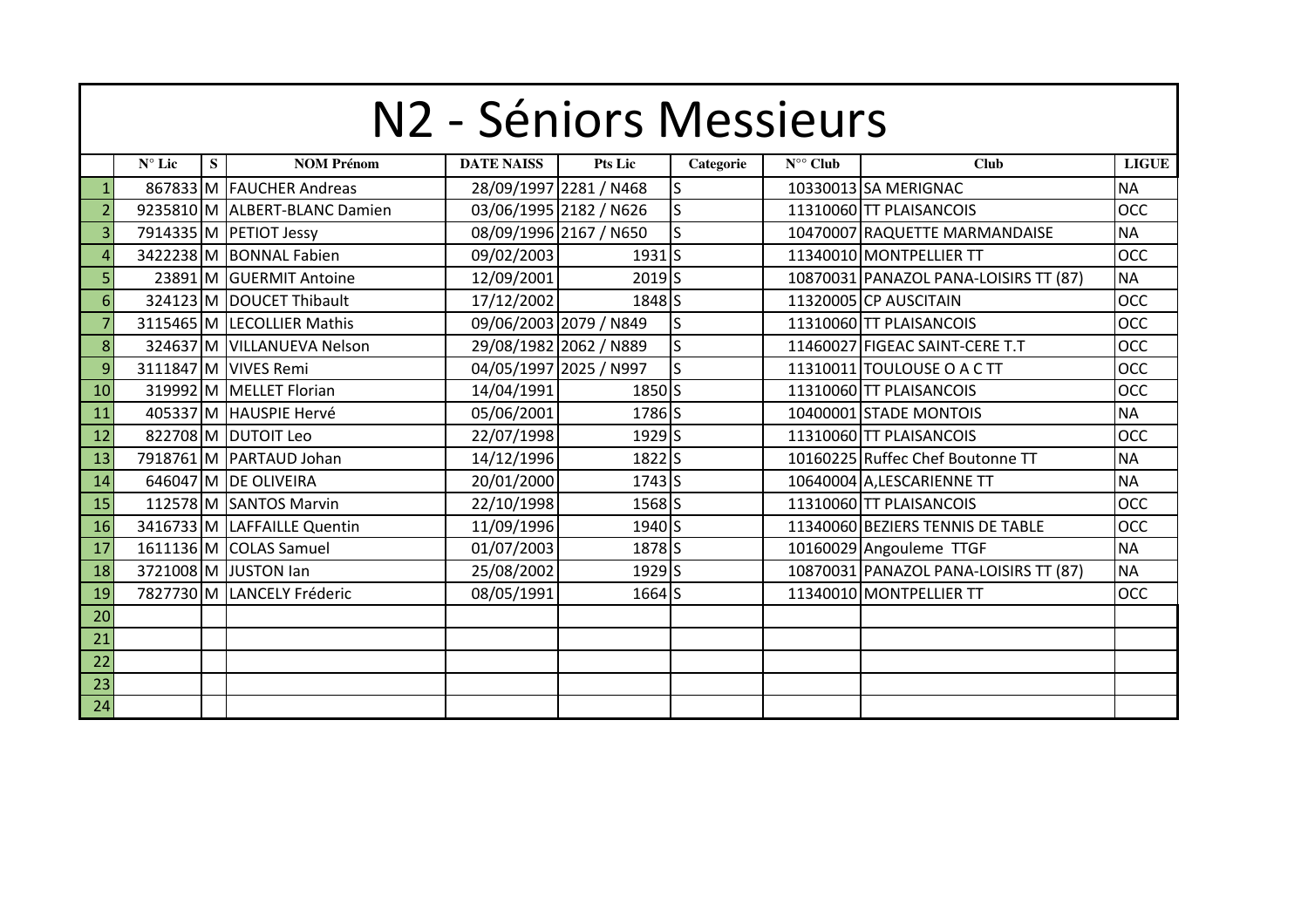# N2 - Séniors Messieurs

| | N° Lic | S | NOM Prénom | DATE NAISS | Pts Lic | Categorie | N°° Club | Club | LIGUE |
|---|---|---|---|---|---|---|---|---|---|
| 1 | 867833 | M | FAUCHER Andreas | 28/09/1997 | 2281 / N468 | S | 10330013 | SA MERIGNAC | NA |
| 2 | 9235810 | M | ALBERT-BLANC Damien | 03/06/1995 | 2182 / N626 | S | 11310060 | TT PLAISANCOIS | OCC |
| 3 | 7914335 | M | PETIOT Jessy | 08/09/1996 | 2167 / N650 | S | 10470007 | RAQUETTE MARMANDAISE | NA |
| 4 | 3422238 | M | BONNAL Fabien | 09/02/2003 | 1931 | S | 11340010 | MONTPELLIER TT | OCC |
| 5 | 23891 | M | GUERMIT Antoine | 12/09/2001 | 2019 | S | 10870031 | PANAZOL PANA-LOISIRS TT (87) | NA |
| 6 | 324123 | M | DOUCET Thibault | 17/12/2002 | 1848 | S | 11320005 | CP AUSCITAIN | OCC |
| 7 | 3115465 | M | LECOLLIER Mathis | 09/06/2003 | 2079 / N849 | S | 11310060 | TT PLAISANCOIS | OCC |
| 8 | 324637 | M | VILLANUEVA Nelson | 29/08/1982 | 2062 / N889 | S | 11460027 | FIGEAC SAINT-CERE T.T | OCC |
| 9 | 3111847 | M | VIVES Remi | 04/05/1997 | 2025 / N997 | S | 11310011 | TOULOUSE O A C TT | OCC |
| 10 | 319992 | M | MELLET Florian | 14/04/1991 | 1850 | S | 11310060 | TT PLAISANCOIS | OCC |
| 11 | 405337 | M | HAUSPIE Hervé | 05/06/2001 | 1786 | S | 10400001 | STADE MONTOIS | NA |
| 12 | 822708 | M | DUTOIT Leo | 22/07/1998 | 1929 | S | 11310060 | TT PLAISANCOIS | OCC |
| 13 | 7918761 | M | PARTAUD Johan | 14/12/1996 | 1822 | S | 10160225 | Ruffec Chef Boutonne TT | NA |
| 14 | 646047 | M | DE OLIVEIRA | 20/01/2000 | 1743 | S | 10640004 | A,LESCARIENNE TT | NA |
| 15 | 112578 | M | SANTOS Marvin | 22/10/1998 | 1568 | S | 11310060 | TT PLAISANCOIS | OCC |
| 16 | 3416733 | M | LAFFAILLE Quentin | 11/09/1996 | 1940 | S | 11340060 | BEZIERS TENNIS DE TABLE | OCC |
| 17 | 1611136 | M | COLAS Samuel | 01/07/2003 | 1878 | S | 10160029 | Angouleme TTGF | NA |
| 18 | 3721008 | M | JUSTON Ian | 25/08/2002 | 1929 | S | 10870031 | PANAZOL PANA-LOISIRS TT (87) | NA |
| 19 | 7827730 | M | LANCELY Fréderic | 08/05/1991 | 1664 | S | 11340010 | MONTPELLIER TT | OCC |
| 20 | | | | | | | | | |
| 21 | | | | | | | | | |
| 22 | | | | | | | | | |
| 23 | | | | | | | | | |
| 24 | | | | | | | | | |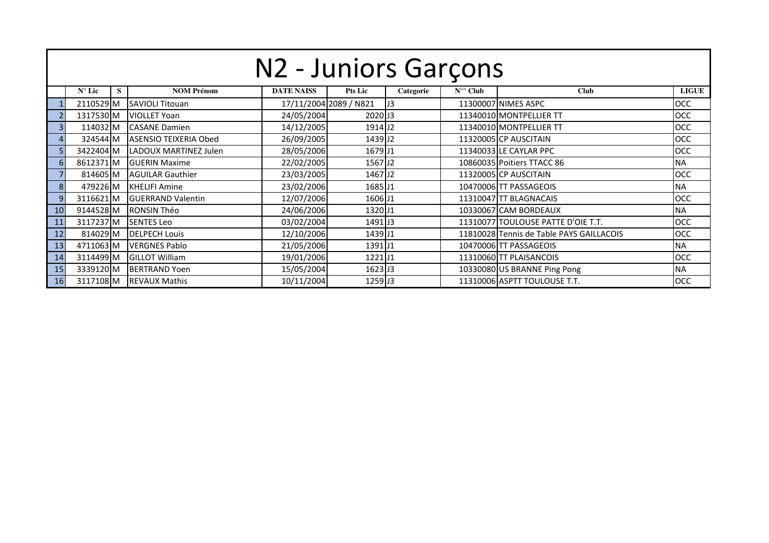# N2 - Juniors Garçons

| | N° Lic | S | NOM Prénom | DATE NAISS | Pts Lic | Categorie | N°° Club | Club | LIGUE |
|---|---|---|---|---|---|---|---|---|---|
| 1 | 2110529 | M | SAVIOLI Titouan | 17/11/2004 | 2089 / N821 | J3 | 11300007 | NIMES ASPC | OCC |
| 2 | 1317530 | M | VIOLLET Yoan | 24/05/2004 | 2020 | J3 | 11340010 | MONTPELLIER TT | OCC |
| 3 | 114032 | M | CASANE Damien | 14/12/2005 | 1914 | J2 | 11340010 | MONTPELLIER TT | OCC |
| 4 | 324544 | M | ASENSIO TEIXERIA Obed | 26/09/2005 | 1439 | J2 | 11320005 | CP AUSCITAIN | OCC |
| 5 | 3422404 | M | LADOUX MARTINEZ Julen | 28/05/2006 | 1679 | J1 | 11340033 | LE CAYLAR PPC | OCC |
| 6 | 8612371 | M | GUERIN Maxime | 22/02/2005 | 1567 | J2 | 10860035 | Poitiers TTACC 86 | NA |
| 7 | 814605 | M | AGUILAR Gauthier | 23/03/2005 | 1467 | J2 | 11320005 | CP AUSCITAIN | OCC |
| 8 | 479226 | M | KHELIFI Amine | 23/02/2006 | 1685 | J1 | 10470006 | TT PASSAGEOIS | NA |
| 9 | 3116621 | M | GUERRAND Valentin | 12/07/2006 | 1606 | J1 | 11310047 | TT BLAGNACAIS | OCC |
| 10 | 9144528 | M | RONSIN Théo | 24/06/2006 | 1320 | J1 | 10330067 | CAM BORDEAUX | NA |
| 11 | 3117237 | M | SENTES Leo | 03/02/2004 | 1491 | J3 | 11310077 | TOULOUSE PATTE D'OIE T.T. | OCC |
| 12 | 814029 | M | DELPECH Louis | 12/10/2006 | 1439 | J1 | 11810028 | Tennis de Table PAYS GAILLACOIS | OCC |
| 13 | 4711063 | M | VERGNES Pablo | 21/05/2006 | 1391 | J1 | 10470006 | TT PASSAGEOIS | NA |
| 14 | 3114499 | M | GILLOT William | 19/01/2006 | 1221 | J1 | 11310060 | TT PLAISANCOIS | OCC |
| 15 | 3339120 | M | BERTRAND Yoen | 15/05/2004 | 1623 | J3 | 10330080 | US BRANNE Ping Pong | NA |
| 16 | 3117108 | M | REVAUX Mathis | 10/11/2004 | 1259 | J3 | 11310006 | ASPTT TOULOUSE T.T. | OCC |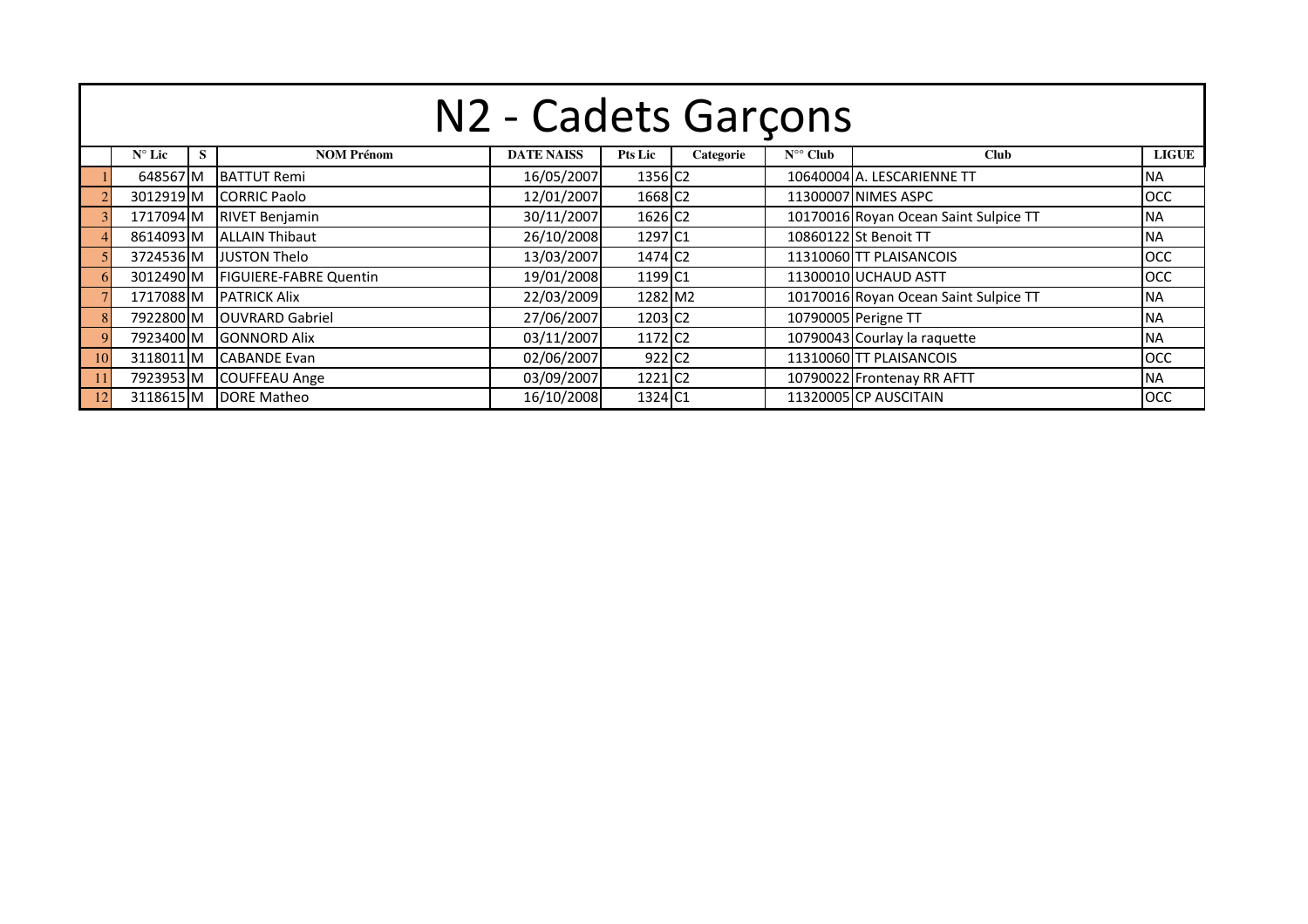# N2 - Cadets Garçons

| | N° Lic | S | NOM Prénom | DATE NAISS | Pts Lic | Categorie | N°° Club | Club | LIGUE |
|---|---|---|---|---|---|---|---|---|---|
| 1 | 648567 | M | BATTUT Remi | 16/05/2007 | 1356 | C2 | 10640004 | A. LESCARIENNE TT | NA |
| 2 | 3012919 | M | CORRIC Paolo | 12/01/2007 | 1668 | C2 | 11300007 | NIMES ASPC | OCC |
| 3 | 1717094 | M | RIVET Benjamin | 30/11/2007 | 1626 | C2 | 10170016 | Royan Ocean Saint Sulpice TT | NA |
| 4 | 8614093 | M | ALLAIN Thibaut | 26/10/2008 | 1297 | C1 | 10860122 | St Benoit TT | NA |
| 5 | 3724536 | M | JUSTON Thelo | 13/03/2007 | 1474 | C2 | 11310060 | TT PLAISANCOIS | OCC |
| 6 | 3012490 | M | FIGUIERE-FABRE Quentin | 19/01/2008 | 1199 | C1 | 11300010 | UCHAUD ASTT | OCC |
| 7 | 1717088 | M | PATRICK Alix | 22/03/2009 | 1282 | M2 | 10170016 | Royan Ocean Saint Sulpice TT | NA |
| 8 | 7922800 | M | OUVRARD Gabriel | 27/06/2007 | 1203 | C2 | 10790005 | Perigne TT | NA |
| 9 | 7923400 | M | GONNORD Alix | 03/11/2007 | 1172 | C2 | 10790043 | Courlay la raquette | NA |
| 10 | 3118011 | M | CABANDE Evan | 02/06/2007 | 922 | C2 | 11310060 | TT PLAISANCOIS | OCC |
| 11 | 7923953 | M | COUFFEAU Ange | 03/09/2007 | 1221 | C2 | 10790022 | Frontenay RR AFTT | NA |
| 12 | 3118615 | M | DORE Matheo | 16/10/2008 | 1324 | C1 | 11320005 | CP AUSCITAIN | OCC |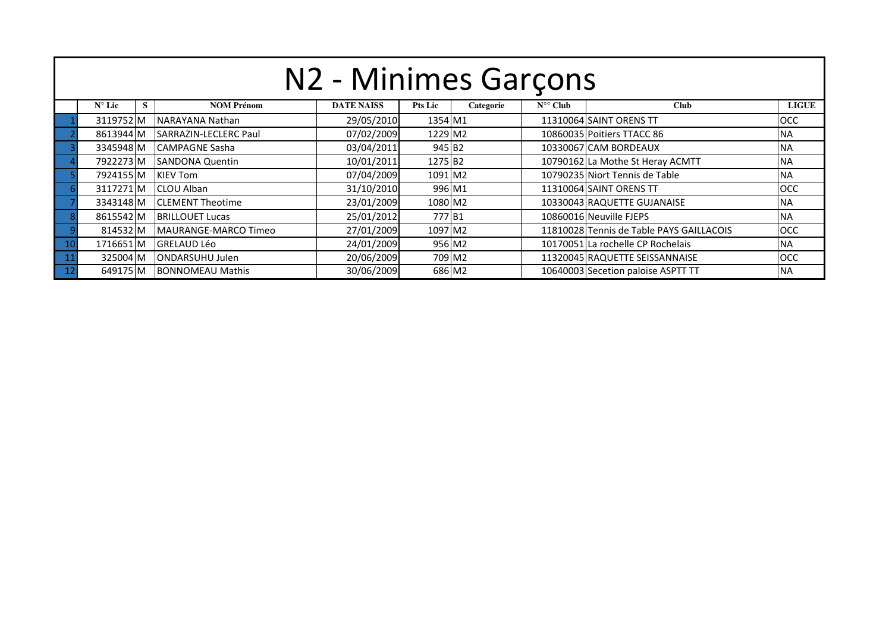# N2 - Minimes Garçons

| | N° Lic | S | NOM Prénom | DATE NAISS | Pts Lic | Categorie | N°° Club | Club | LIGUE |
|---|---|---|---|---|---|---|---|---|---|
| 1 | 3119752 | M | NARAYANA Nathan | 29/05/2010 | 1354 | M1 | 11310064 | SAINT ORENS TT | OCC |
| 2 | 8613944 | M | SARRAZIN-LECLERC Paul | 07/02/2009 | 1229 | M2 | 10860035 | Poitiers TTACC 86 | NA |
| 3 | 3345948 | M | CAMPAGNE Sasha | 03/04/2011 | 945 | B2 | 10330067 | CAM BORDEAUX | NA |
| 4 | 7922273 | M | SANDONA Quentin | 10/01/2011 | 1275 | B2 | 10790162 | La Mothe St Heray ACMTT | NA |
| 5 | 7924155 | M | KIEV Tom | 07/04/2009 | 1091 | M2 | 10790235 | Niort Tennis de Table | NA |
| 6 | 3117271 | M | CLOU Alban | 31/10/2010 | 996 | M1 | 11310064 | SAINT ORENS TT | OCC |
| 7 | 3343148 | M | CLEMENT Theotime | 23/01/2009 | 1080 | M2 | 10330043 | RAQUETTE GUJANAISE | NA |
| 8 | 8615542 | M | BRILLOUET Lucas | 25/01/2012 | 777 | B1 | 10860016 | Neuville FJEPS | NA |
| 9 | 814532 | M | MAURANGE-MARCO Timeo | 27/01/2009 | 1097 | M2 | 11810028 | Tennis de Table PAYS GAILLACOIS | OCC |
| 10 | 1716651 | M | GRELAUD Léo | 24/01/2009 | 956 | M2 | 10170051 | La rochelle CP Rochelais | NA |
| 11 | 325004 | M | ONDARSUHU Julen | 20/06/2009 | 709 | M2 | 11320045 | RAQUETTE SEISSANNAISE | OCC |
| 12 | 649175 | M | BONNOMEAU Mathis | 30/06/2009 | 686 | M2 | 10640003 | Secetion paloise ASPTT TT | NA |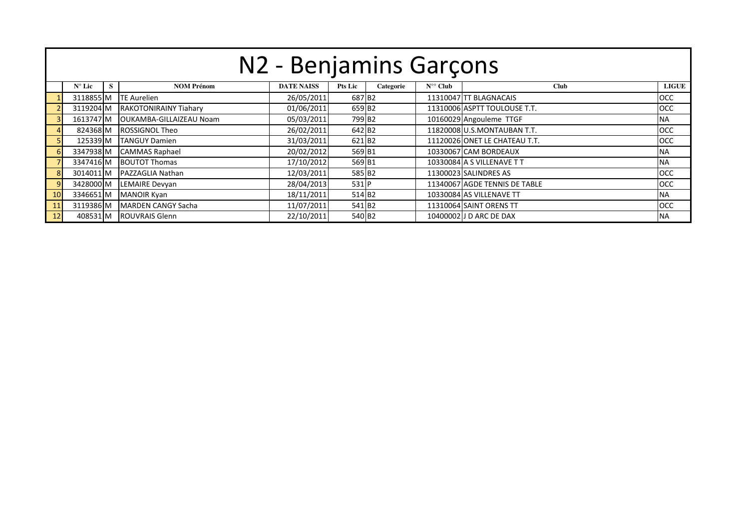# N2 - Benjamins Garçons

| | N° Lic | S | NOM Prénom | DATE NAISS | Pts Lic | Categorie | N°° Club | Club | LIGUE |
|---|---|---|---|---|---|---|---|---|---|
| 1 | 3118855 | M | TE Aurelien | 26/05/2011 | 687 | B2 | 11310047 | TT BLAGNACAIS | OCC |
| 2 | 3119204 | M | RAKOTONIRAINY Tiahary | 01/06/2011 | 659 | B2 | 11310006 | ASPTT TOULOUSE T.T. | OCC |
| 3 | 1613747 | M | OUKAMBA-GILLAIZEAU Noam | 05/03/2011 | 799 | B2 | 10160029 | Angouleme TTGF | NA |
| 4 | 824368 | M | ROSSIGNOL Theo | 26/02/2011 | 642 | B2 | 11820008 | U.S.MONTAUBAN T.T. | OCC |
| 5 | 125339 | M | TANGUY Damien | 31/03/2011 | 621 | B2 | 11120026 | ONET LE CHATEAU T.T. | OCC |
| 6 | 3347938 | M | CAMMAS Raphael | 20/02/2012 | 569 | B1 | 10330067 | CAM BORDEAUX | NA |
| 7 | 3347416 | M | BOUTOT Thomas | 17/10/2012 | 569 | B1 | 10330084 | A S VILLENAVE T T | NA |
| 8 | 3014011 | M | PAZZAGLIA Nathan | 12/03/2011 | 585 | B2 | 11300023 | SALINDRES AS | OCC |
| 9 | 3428000 | M | LEMAIRE Devyan | 28/04/2013 | 531 | P | 11340067 | AGDE TENNIS DE TABLE | OCC |
| 10 | 3346651 | M | MANOIR Kyan | 18/11/2011 | 514 | B2 | 10330084 | AS VILLENAVE TT | NA |
| 11 | 3119386 | M | MARDEN CANGY Sacha | 11/07/2011 | 541 | B2 | 11310064 | SAINT ORENS TT | OCC |
| 12 | 408531 | M | ROUVRAIS Glenn | 22/10/2011 | 540 | B2 | 10400002 | J D ARC DE DAX | NA |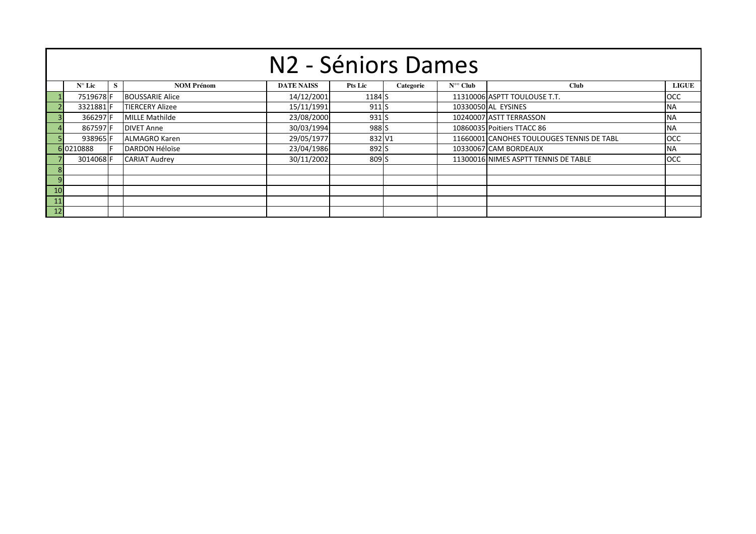# N2 - Séniors Dames

| | N° Lic | S | NOM Prénom | DATE NAISS | Pts Lic | Categorie | N°° Club | Club | LIGUE |
|---|---|---|---|---|---|---|---|---|---|
| 1 | 7519678 | F | BOUSSARIE Alice | 14/12/2001 | 1184 | S | 11310006 | ASPTT TOULOUSE T.T. | OCC |
| 2 | 3321881 | F | TIERCERY Alizee | 15/11/1991 | 911 | S | 10330050 | AL EYSINES | NA |
| 3 | 366297 | F | MILLE Mathilde | 23/08/2000 | 931 | S | 10240007 | ASTT TERRASSON | NA |
| 4 | 867597 | F | DIVET Anne | 30/03/1994 | 988 | S | 10860035 | Poitiers TTACC 86 | NA |
| 5 | 938965 | F | ALMAGRO Karen | 29/05/1977 | 832 | V1 | 11660001 | CANOHES TOULOUGES TENNIS DE TABL | OCC |
| 6 | 0210888 | F | DARDON Héloïse | 23/04/1986 | 892 | S | 10330067 | CAM BORDEAUX | NA |
| 7 | 3014068 | F | CARIAT Audrey | 30/11/2002 | 809 | S | 11300016 | NIMES ASPTT TENNIS DE TABLE | OCC |
| 8 | | | | | | | | | |
| 9 | | | | | | | | | |
| 10 | | | | | | | | | |
| 11 | | | | | | | | | |
| 12 | | | | | | | | | |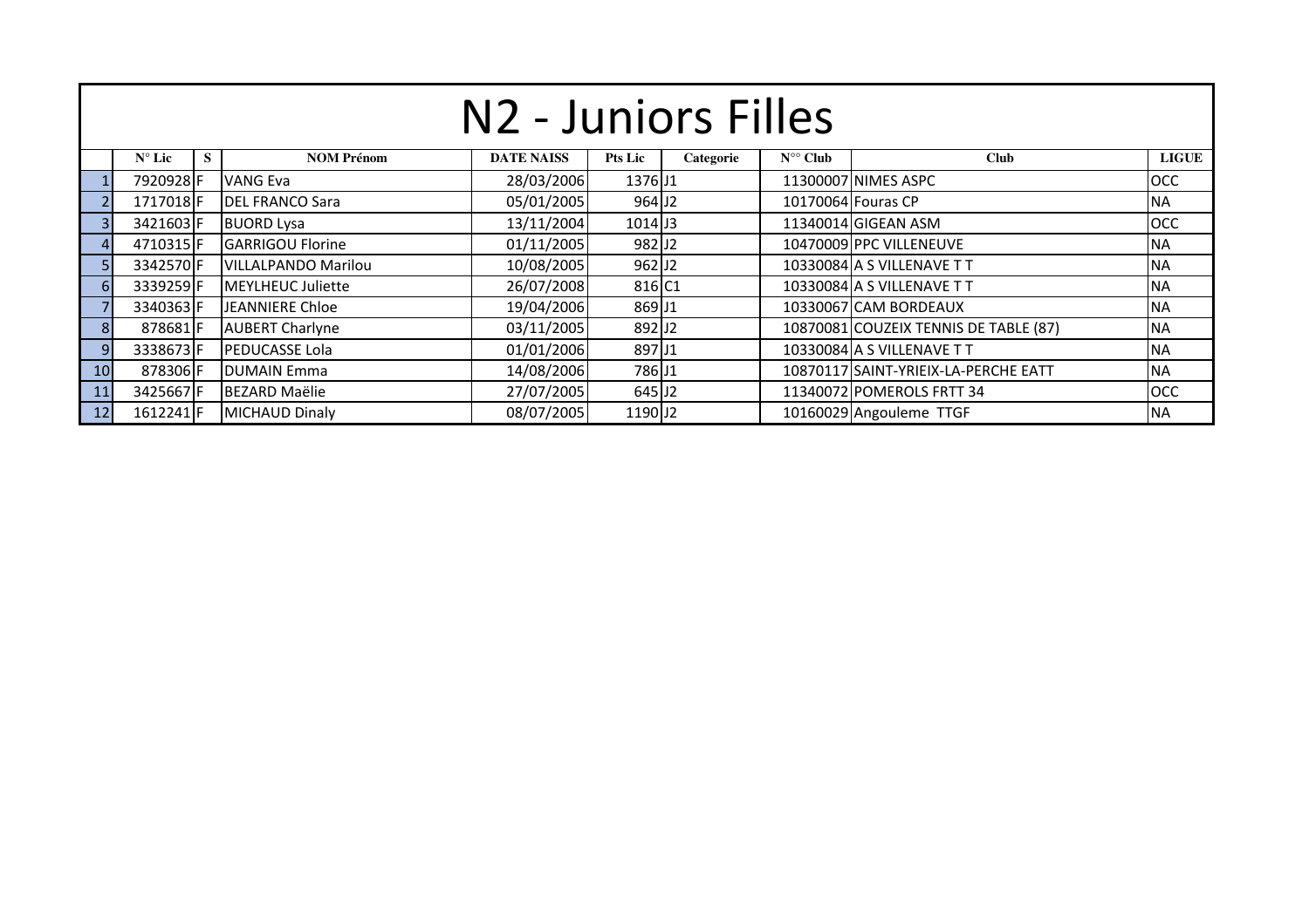# N2 - Juniors Filles

| | N° Lic | S | NOM Prénom | DATE NAISS | Pts Lic | Categorie | N°° Club | Club | LIGUE |
|---|---|---|---|---|---|---|---|---|---|
| 1 | 7920928 | F | VANG Eva | 28/03/2006 | 1376 | J1 | 11300007 | NIMES ASPC | OCC |
| 2 | 1717018 | F | DEL FRANCO Sara | 05/01/2005 | 964 | J2 | 10170064 | Fouras CP | NA |
| 3 | 3421603 | F | BUORD Lysa | 13/11/2004 | 1014 | J3 | 11340014 | GIGEAN ASM | OCC |
| 4 | 4710315 | F | GARRIGOU Florine | 01/11/2005 | 982 | J2 | 10470009 | PPC VILLENEUVE | NA |
| 5 | 3342570 | F | VILLALPANDO Marilou | 10/08/2005 | 962 | J2 | 10330084 | A S VILLENAVE T T | NA |
| 6 | 3339259 | F | MEYLHEUC Juliette | 26/07/2008 | 816 | C1 | 10330084 | A S VILLENAVE T T | NA |
| 7 | 3340363 | F | JEANNIERE Chloe | 19/04/2006 | 869 | J1 | 10330067 | CAM BORDEAUX | NA |
| 8 | 878681 | F | AUBERT Charlyne | 03/11/2005 | 892 | J2 | 10870081 | COUZEIX TENNIS DE TABLE (87) | NA |
| 9 | 3338673 | F | PEDUCASSE Lola | 01/01/2006 | 897 | J1 | 10330084 | A S VILLENAVE T T | NA |
| 10 | 878306 | F | DUMAIN Emma | 14/08/2006 | 786 | J1 | 10870117 | SAINT-YRIEIX-LA-PERCHE EATT | NA |
| 11 | 3425667 | F | BEZARD Maëlie | 27/07/2005 | 645 | J2 | 11340072 | POMEROLS FRTT 34 | OCC |
| 12 | 1612241 | F | MICHAUD Dinaly | 08/07/2005 | 1190 | J2 | 10160029 | Angouleme TTGF | NA |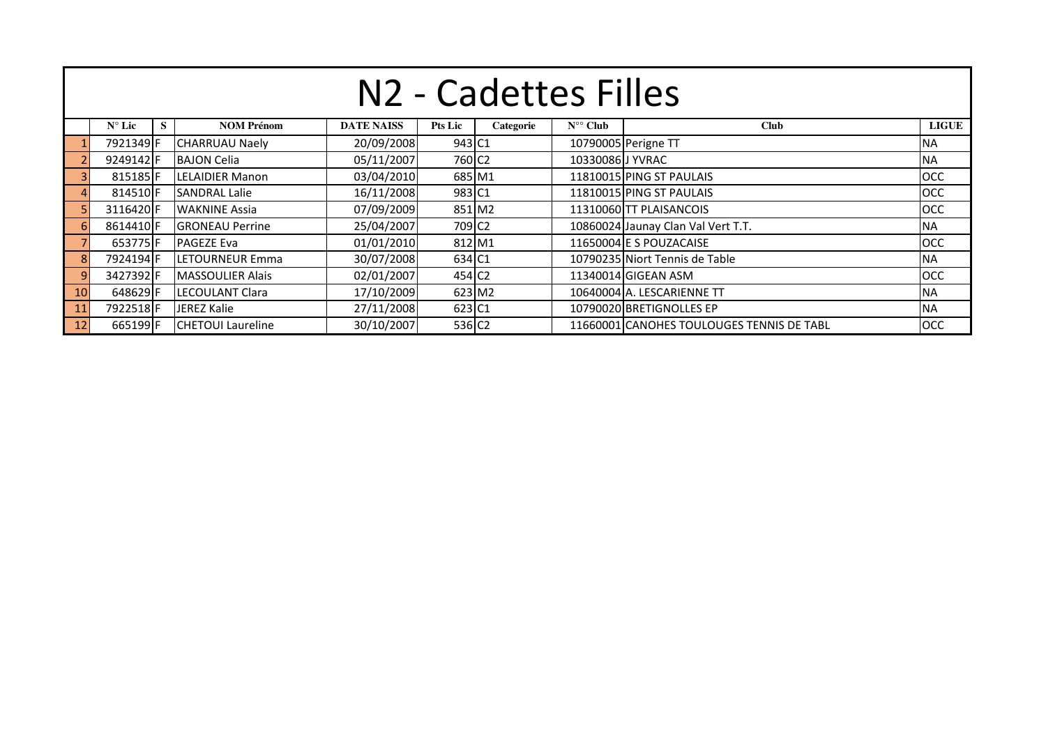# N2 - Cadettes Filles

| | N° Lic | S | NOM Prénom | DATE NAISS | Pts Lic | Categorie | N°° Club | Club | LIGUE |
|---|---|---|---|---|---|---|---|---|---|
| 1 | 7921349 | F | CHARRUAU Naely | 20/09/2008 | 943 | C1 | 10790005 | Perigne TT | NA |
| 2 | 9249142 | F | BAJON Celia | 05/11/2007 | 760 | C2 | 10330086 | J YVRAC | NA |
| 3 | 815185 | F | LELAIDIER Manon | 03/04/2010 | 685 | M1 | 11810015 | PING ST PAULAIS | OCC |
| 4 | 814510 | F | SANDRAL Lalie | 16/11/2008 | 983 | C1 | 11810015 | PING ST PAULAIS | OCC |
| 5 | 3116420 | F | WAKNINE Assia | 07/09/2009 | 851 | M2 | 11310060 | TT PLAISANCOIS | OCC |
| 6 | 8614410 | F | GRONEAU Perrine | 25/04/2007 | 709 | C2 | 10860024 | Jaunay Clan Val Vert T.T. | NA |
| 7 | 653775 | F | PAGEZE Eva | 01/01/2010 | 812 | M1 | 11650004 | E S POUZACAISE | OCC |
| 8 | 7924194 | F | LETOURNEUR Emma | 30/07/2008 | 634 | C1 | 10790235 | Niort Tennis de Table | NA |
| 9 | 3427392 | F | MASSOULIER Alais | 02/01/2007 | 454 | C2 | 11340014 | GIGEAN ASM | OCC |
| 10 | 648629 | F | LECOULANT Clara | 17/10/2009 | 623 | M2 | 10640004 | A. LESCARIENNE TT | NA |
| 11 | 7922518 | F | JEREZ Kalie | 27/11/2008 | 623 | C1 | 10790020 | BRETIGNOLLES EP | NA |
| 12 | 665199 | F | CHETOUI Laureline | 30/10/2007 | 536 | C2 | 11660001 | CANOHES TOULOUGES TENNIS DE TABL | OCC |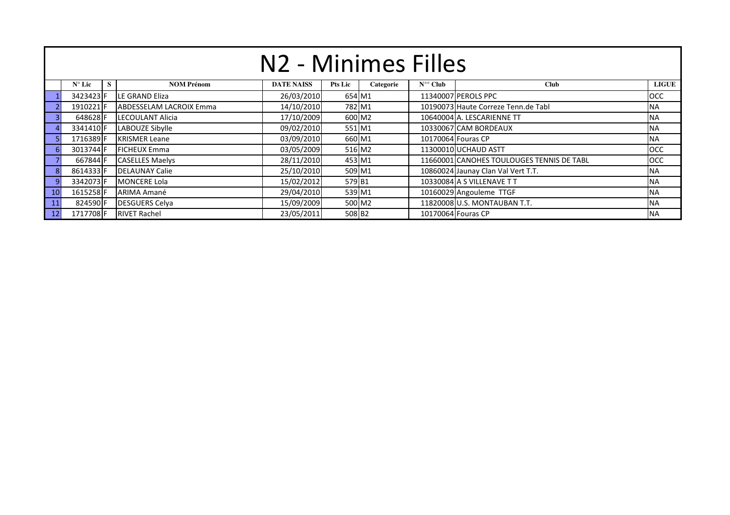# N2 - Minimes Filles

| | N° Lic | S | NOM Prénom | DATE NAISS | Pts Lic | Categorie | N°° Club | Club | LIGUE |
|---|---|---|---|---|---|---|---|---|---|
| 1 | 3423423 | F | LE GRAND Eliza | 26/03/2010 | 654 | M1 | 11340007 | PEROLS PPC | OCC |
| 2 | 1910221 | F | ABDESSELAM LACROIX Emma | 14/10/2010 | 782 | M1 | 10190073 | Haute Correze Tenn.de Tabl | NA |
| 3 | 648628 | F | LECOULANT Alicia | 17/10/2009 | 600 | M2 | 10640004 | A. LESCARIENNE TT | NA |
| 4 | 3341410 | F | LABOUZE Sibylle | 09/02/2010 | 551 | M1 | 10330067 | CAM BORDEAUX | NA |
| 5 | 1716389 | F | KRISMER Leane | 03/09/2010 | 660 | M1 | 10170064 | Fouras CP | NA |
| 6 | 3013744 | F | FICHEUX Emma | 03/05/2009 | 516 | M2 | 11300010 | UCHAUD ASTT | OCC |
| 7 | 667844 | F | CASELLES Maelys | 28/11/2010 | 453 | M1 | 11660001 | CANOHES TOULOUGES TENNIS DE TABL | OCC |
| 8 | 8614333 | F | DELAUNAY Calie | 25/10/2010 | 509 | M1 | 10860024 | Jaunay Clan Val Vert T.T. | NA |
| 9 | 3342073 | F | MONCERE Lola | 15/02/2012 | 579 | B1 | 10330084 | A S VILLENAVE T T | NA |
| 10 | 1615258 | F | ARIMA Amané | 29/04/2010 | 539 | M1 | 10160029 | Angouleme TTGF | NA |
| 11 | 824590 | F | DESGUERS Celya | 15/09/2009 | 500 | M2 | 11820008 | U.S. MONTAUBAN T.T. | NA |
| 12 | 1717708 | F | RIVET Rachel | 23/05/2011 | 508 | B2 | 10170064 | Fouras CP | NA |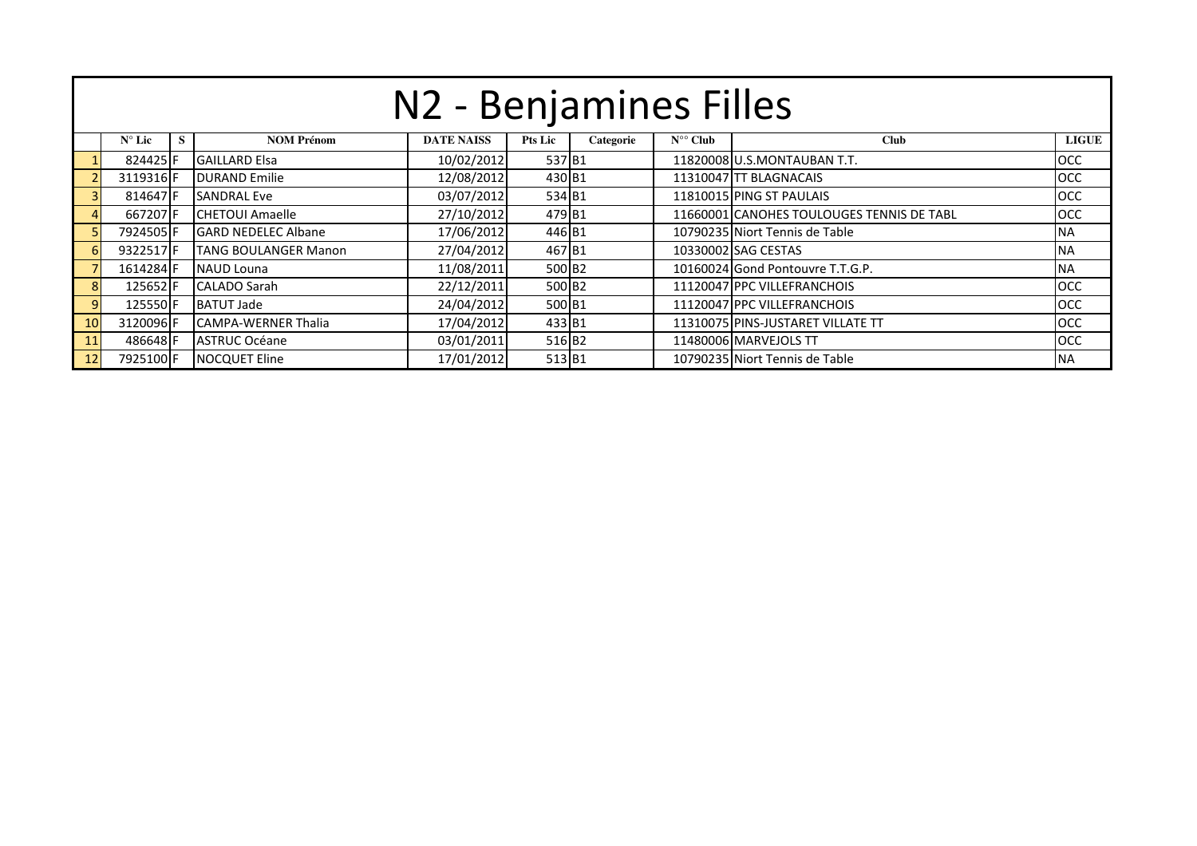# N2 - Benjamines Filles

| | N° Lic | S | NOM Prénom | DATE NAISS | Pts Lic | Categorie | N°° Club | Club | LIGUE |
|---|---|---|---|---|---|---|---|---|---|
| 1 | 824425 | F | GAILLARD Elsa | 10/02/2012 | 537 | B1 | 11820008 | U.S.MONTAUBAN T.T. | OCC |
| 2 | 3119316 | F | DURAND Emilie | 12/08/2012 | 430 | B1 | 11310047 | TT BLAGNACAIS | OCC |
| 3 | 814647 | F | SANDRAL Eve | 03/07/2012 | 534 | B1 | 11810015 | PING ST PAULAIS | OCC |
| 4 | 667207 | F | CHETOUI Amaelle | 27/10/2012 | 479 | B1 | 11660001 | CANOHES TOULOUGES TENNIS DE TABL | OCC |
| 5 | 7924505 | F | GARD NEDELEC Albane | 17/06/2012 | 446 | B1 | 10790235 | Niort Tennis de Table | NA |
| 6 | 9322517 | F | TANG BOULANGER Manon | 27/04/2012 | 467 | B1 | 10330002 | SAG CESTAS | NA |
| 7 | 1614284 | F | NAUD Louna | 11/08/2011 | 500 | B2 | 10160024 | Gond Pontouvre T.T.G.P. | NA |
| 8 | 125652 | F | CALADO Sarah | 22/12/2011 | 500 | B2 | 11120047 | PPC VILLEFRANCHOIS | OCC |
| 9 | 125550 | F | BATUT Jade | 24/04/2012 | 500 | B1 | 11120047 | PPC VILLEFRANCHOIS | OCC |
| 10 | 3120096 | F | CAMPA-WERNER Thalia | 17/04/2012 | 433 | B1 | 11310075 | PINS-JUSTARET VILLATE TT | OCC |
| 11 | 486648 | F | ASTRUC Océane | 03/01/2011 | 516 | B2 | 11480006 | MARVEJOLS TT | OCC |
| 12 | 7925100 | F | NOCQUET Eline | 17/01/2012 | 513 | B1 | 10790235 | Niort Tennis de Table | NA |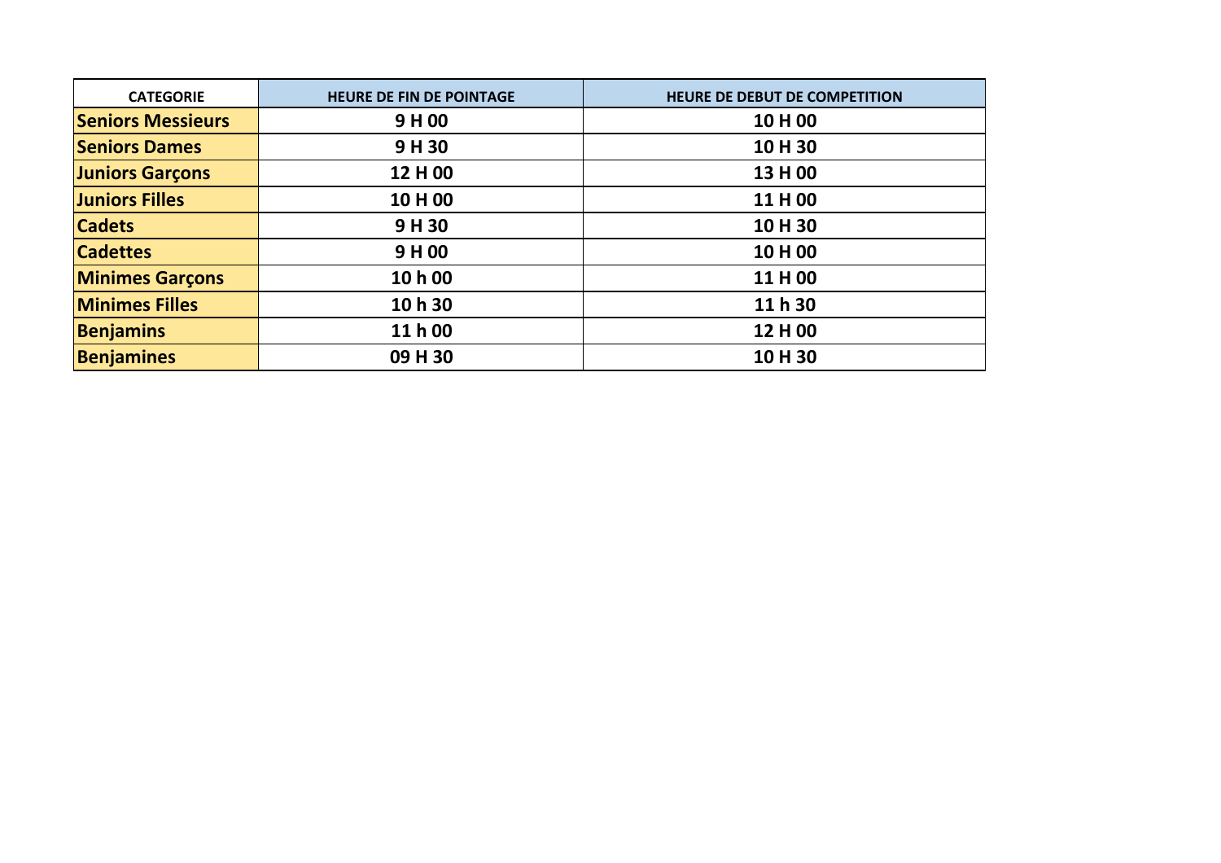| CATEGORIE | HEURE DE FIN DE POINTAGE | HEURE DE DEBUT DE COMPETITION |
| --- | --- | --- |
| **Seniors Messieurs** | **9 H 00** | **10 H 00** |
| **Seniors Dames** | **9 H 30** | **10 H 30** |
| **Juniors Garçons** | **12 H 00** | **13 H 00** |
| **Juniors Filles** | **10 H 00** | **11 H 00** |
| **Cadets** | **9 H 30** | **10 H 30** |
| **Cadettes** | **9 H 00** | **10 H 00** |
| **Minimes Garçons** | **10 h 00** | **11 H 00** |
| **Minimes Filles** | **10 h 30** | **11 h 30** |
| **Benjamins** | **11 h 00** | **12 H 00** |
| **Benjamines** | **09 H 30** | **10 H 30** |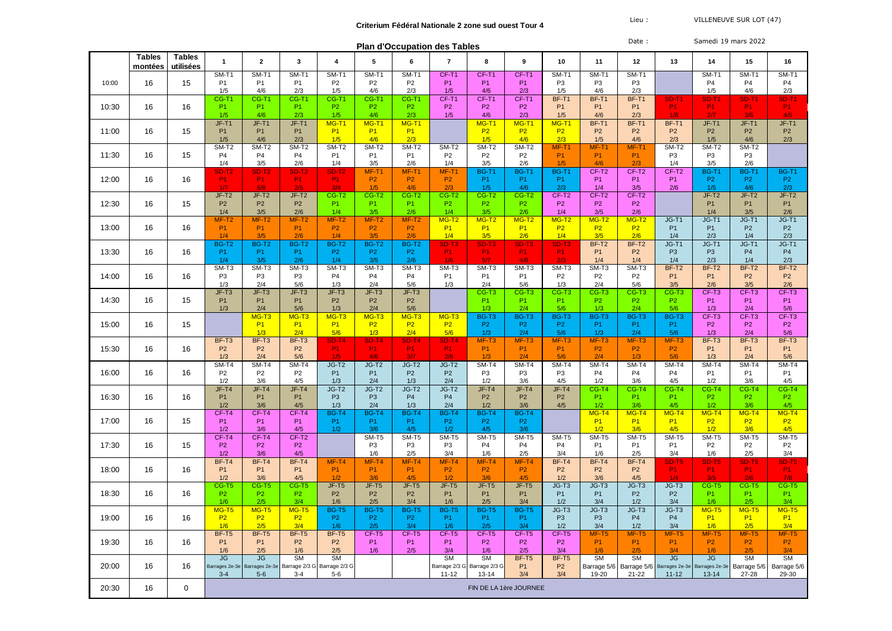**Criterium Fédéral Nationale 2 zone sud ouest Tour 4**

Lieu : VILLENEUVE SUR LOT (47)

Date : Samedi 19 mars 2022

## Plan d'Occupation des Tables

| | Tables montées | Tables utilisées | 1 | 2 | 3 | 4 | 5 | 6 | 7 | 8 | 9 | 10 | 11 | 12 | 13 | 14 | 15 | 16 |
|---|---|---|---|---|---|---|---|---|---|---|---|---|---|---|---|---|---|---|
| 10:00 | 16 | 15 | SM-T1 P1 1/5 | SM-T1 P1 4/6 | SM-T1 P1 2/3 | SM-T1 P2 1/5 | SM-T1 P2 4/6 | SM-T1 P2 2/3 | CF-T1 P1 1/5 | CF-T1 P1 4/6 | CF-T1 P1 2/3 | SM-T1 P3 1/5 | SM-T1 P3 4/6 | SM-T1 P3 2/3 | | SM-T1 P4 1/5 | SM-T1 P4 4/6 | SM-T1 P4 2/3 |
| 10:30 | 16 | 16 | CG-T1 P1 1/5 | CG-T1 P1 4/6 | CG-T1 P1 2/3 | CG-T1 P2 1/5 | CG-T1 P2 4/6 | CG-T1 P2 2/3 | CF-T1 P2 1/5 | CF-T1 P2 4/6 | CF-T1 P2 2/3 | BF-T1 P1 1/5 | BF-T1 P1 4/6 | BF-T1 P1 2/3 | SD-T1 P1 1/8 | SD-T1 P1 2/7 | SD-T1 P1 3/6 | SD-T1 P1 4/5 |
| 11:00 | 16 | 15 | JF-T1 P1 1/5 | JF-T1 P1 4/6 | JF-T1 P1 2/3 | MG-T1 P1 1/5 | MG-T1 P1 4/6 | MG-T1 P1 2/3 | | MG-T1 P2 1/5 | MG-T1 P2 4/6 | MG-T1 P2 2/3 | BF-T1 P2 1/5 | BF-T1 P2 4/6 | BF-T1 P2 2/3 | JF-T1 P2 1/5 | JF-T1 P2 4/6 | JF-T1 P2 2/3 |
| 11:30 | 16 | 15 | SM-T2 P4 1/4 | SM-T2 P4 3/5 | SM-T2 P4 2/6 | SM-T2 P1 1/4 | SM-T2 P1 3/5 | SM-T2 P1 2/6 | SM-T2 P2 1/4 | SM-T2 P2 3/5 | SM-T2 P2 2/6 | MF-T1 P1 1/5 | MF-T1 P1 4/6 | MF-T1 P1 2/3 | SM-T2 P3 1/4 | SM-T2 P3 3/5 | SM-T2 P3 2/6 | |
| 12:00 | 16 | 16 | SD-T2 P1 1/7 | SD-T2 P1 6/8 | SD-T2 P1 2/5 | SD-T2 P1 3/4 | MF-T1 P2 1/5 | MF-T1 P2 4/6 | MF-T1 P2 2/3 | BG-T1 P1 1/5 | BG-T1 P1 4/6 | BG-T1 P1 2/3 | CF-T2 P1 1/4 | CF-T2 P1 3/5 | CF-T2 P1 2/6 | BG-T1 P2 1/5 | BG-T1 P2 4/6 | BG-T1 P2 2/3 |
| 12:30 | 16 | 15 | JF-T2 P2 1/4 | JF-T2 P2 3/5 | JF-T2 P2 2/6 | CG-T2 P1 1/4 | CG-T2 P1 3/5 | CG-T2 P1 2/6 | CG-T2 P2 1/4 | CG-T2 P2 3/5 | CG-T2 P2 2/6 | CF-T2 P2 1/4 | CF-T2 P2 3/5 | CF-T2 P2 2/6 | | JF-T2 P1 1/4 | JF-T2 P1 3/5 | JF-T2 P1 2/6 |
| 13:00 | 16 | 16 | MF-T2 P1 1/4 | MF-T2 P1 3/5 | MF-T2 P1 2/6 | MF-T2 P2 1/4 | MF-T2 P2 3/5 | MF-T2 P2 2/6 | MG-T2 P1 1/4 | MG-T2 P1 3/5 | MG-T2 P1 2/6 | MG-T2 P2 1/4 | MG-T2 P2 3/5 | MG-T2 P2 2/6 | JG-T1 P1 1/4 | JG-T1 P1 2/3 | JG-T1 P2 1/4 | JG-T1 P2 2/3 |
| 13:30 | 16 | 16 | BG-T2 P1 1/4 | BG-T2 P1 3/5 | BG-T2 P1 2/6 | BG-T2 P2 1/4 | BG-T2 P2 3/5 | BG-T2 P2 2/6 | SD-T3 P1 1/6 | SD-T3 P1 5/7 | SD-T3 P1 4/8 | SD-T3 P1 2/3 | BF-T2 P1 1/4 | BF-T2 P2 1/4 | JG-T1 P3 1/4 | JG-T1 P3 2/3 | JG-T1 P4 1/4 | JG-T1 P4 2/3 |
| 14:00 | 16 | 16 | SM-T3 P3 1/3 | SM-T3 P3 2/4 | SM-T3 P3 5/6 | SM-T3 P4 1/3 | SM-T3 P4 2/4 | SM-T3 P4 5/6 | SM-T3 P1 1/3 | SM-T3 P1 2/4 | SM-T3 P1 5/6 | SM-T3 P2 1/3 | SM-T3 P2 2/4 | SM-T3 P2 5/6 | BF-T2 P1 3/5 | BF-T2 P1 2/6 | BF-T2 P2 3/5 | BF-T2 P2 2/6 |
| 14:30 | 16 | 15 | JF-T3 P1 1/3 | JF-T3 P1 2/4 | JF-T3 P1 5/6 | JF-T3 P2 1/3 | JF-T3 P2 2/4 | JF-T3 P2 5/6 | | CG-T3 P1 1/3 | CG-T3 P1 2/4 | CG-T3 P1 5/6 | CG-T3 P2 1/3 | CG-T3 P2 2/4 | CG-T3 P2 5/6 | CF-T3 P1 1/3 | CF-T3 P1 2/4 | CF-T3 P1 5/6 |
| 15:00 | 16 | 15 | | MG-T3 P1 1/3 | MG-T3 P1 2/4 | MG-T3 P1 5/6 | MG-T3 P2 1/3 | MG-T3 P2 2/4 | MG-T3 P2 5/6 | BG-T3 P2 1/3 | BG-T3 P2 2/4 | BG-T3 P2 5/6 | BG-T3 P1 1/3 | BG-T3 P1 2/4 | BG-T3 P1 5/6 | CF-T3 P2 1/3 | CF-T3 P2 2/4 | CF-T3 P2 5/6 |
| 15:30 | 16 | 16 | BF-T3 P2 1/3 | BF-T3 P2 2/4 | BF-T3 P2 5/6 | SD-T4 P1 1/5 | SD-T4 P1 4/6 | SD-T4 P1 3/7 | SD-T4 P1 2/8 | MF-T3 P1 1/3 | MF-T3 P1 2/4 | MF-T3 P1 5/6 | MF-T3 P2 2/4 | MF-T3 P2 1/3 | MF-T3 P2 5/6 | BF-T3 P1 1/3 | BF-T3 P1 2/4 | BF-T3 P1 5/6 |
| 16:00 | 16 | 16 | SM-T4 P2 1/2 | SM-T4 P2 3/6 | SM-T4 P2 4/5 | JG-T2 P1 1/3 | JG-T2 P1 2/4 | JG-T2 P2 1/3 | JG-T2 P2 2/4 | SM-T4 P3 1/2 | SM-T4 P3 3/6 | SM-T4 P3 4/5 | SM-T4 P4 1/2 | SM-T4 P4 3/6 | SM-T4 P4 4/5 | SM-T4 P1 1/2 | SM-T4 P1 3/6 | SM-T4 P1 4/5 |
| 16:30 | 16 | 16 | JF-T4 P1 1/2 | JF-T4 P1 3/6 | JF-T4 P1 4/5 | JG-T2 P3 1/3 | JG-T2 P3 2/4 | JG-T2 P4 1/3 | JG-T2 P4 2/4 | JF-T4 P2 1/2 | JF-T4 P2 3/6 | JF-T4 P2 4/5 | CG-T4 P1 1/2 | CG-T4 P1 3/6 | CG-T4 P1 4/5 | CG-T4 P2 1/2 | CG-T4 P2 3/6 | CG-T4 P2 4/5 |
| 17:00 | 16 | 15 | CF-T4 P1 1/2 | CF-T4 P1 3/6 | CF-T4 P1 4/5 | BG-T4 P1 1/2 | BG-T4 P1 3/6 | BG-T4 P1 4/5 | BG-T4 P2 1/2 | BG-T4 P2 4/5 | BG-T4 P2 3/6 | | MG-T4 P1 1/2 | MG-T4 P1 3/6 | MG-T4 P1 4/5 | MG-T4 P2 1/2 | MG-T4 P2 3/6 | MG-T4 P2 4/5 |
| 17:30 | 16 | 15 | CF-T4 P2 1/2 | CF-T4 P2 3/6 | CF-T2 P2 4/5 | | SM-T5 P3 1/6 | SM-T5 P3 2/5 | SM-T5 P3 3/4 | SM-T5 P4 1/6 | SM-T5 P4 2/5 | SM-T5 P4 3/4 | SM-T5 P1 1/6 | SM-T5 P1 2/5 | SM-T5 P1 3/4 | SM-T5 P2 1/6 | SM-T5 P2 2/5 | SM-T5 P2 3/4 |
| 18:00 | 16 | 16 | BF-T4 P1 1/2 | BF-T4 P1 3/6 | BF-T4 P1 4/5 | MF-T4 P1 1/2 | MF-T4 P1 3/6 | MF-T4 P1 4/5 | MF-T4 P2 1/2 | MF-T4 P2 3/6 | MF-T4 P2 4/5 | BF-T4 P2 1/2 | BF-T4 P2 3/6 | BF-T4 P2 4/5 | SD-T5 P1 1/4 | SD-T5 P1 3/5 | SD-T5 P1 2/6 | SD-T5 P1 7/8 |
| 18:30 | 16 | 16 | CG-T5 P2 1/6 | CG-T5 P2 2/5 | CG-T5 P2 3/4 | JF-T5 P2 1/6 | JF-T5 P2 2/5 | JF-T5 P2 3/4 | JF-T5 P1 1/6 | JF-T5 P1 2/5 | JF-T5 P1 3/4 | JG-T3 P1 1/2 | JG-T3 P1 3/4 | JG-T3 P2 1/2 | JG-T3 P2 3/4 | CG-T5 P1 1/6 | CG-T5 P1 2/5 | CG-T5 P1 3/4 |
| 19:00 | 16 | 16 | MG-T5 P2 1/6 | MG-T5 P2 2/5 | MG-T5 P2 3/4 | BG-T5 P2 1/6 | BG-T5 P2 2/5 | BG-T5 P2 3/4 | BG-T5 P1 1/6 | BG-T5 P1 2/5 | BG-T5 P1 3/4 | JG-T3 P3 1/2 | JG-T3 P3 3/4 | JG-T3 P4 1/2 | JG-T3 P4 3/4 | MG-T5 P1 1/6 | MG-T5 P1 2/5 | MG-T5 P1 3/4 |
| 19:30 | 16 | 16 | BF-T5 P1 1/6 | BF-T5 P1 2/5 | BF-T5 P2 1/6 | BF-T5 P2 2/5 | CF-T5 P1 1/6 | CF-T5 P1 2/5 | CF-T5 P1 3/4 | CF-T5 P2 1/6 | CF-T5 P2 2/5 | CF-T5 P2 3/4 | MF-T5 P1 1/6 | MF-T5 P1 2/5 | MF-T5 P1 3/4 | MF-T5 P2 1/6 | MF-T5 P2 2/5 | MF-T5 P2 3/4 |
| 20:00 | 16 | 16 | JG Barrages 2e-3e 3-4 | JG Barrages 2e-3e 5-6 | SM Barrage 2/3 G 3-4 | SM Barrage 2/3 G 5-6 | | | SM Barrage 2/3 G 11-12 | SM Barrage 2/3 G 13-14 | BF-T5 P1 3/4 | BF-T5 P2 3/4 | SM Barrage 5/6 19-20 | SM Barrage 5/6 21-22 | JG Barrages 2e-3e 11-12 | JG Barrages 2e-3e 13-14 | SM Barrage 5/6 27-28 | SM Barrage 5/6 29-30 |
| 20:30 | 16 | 0 | FIN DE LA 1ère JOURNEE | | | | | | | | | | | | | | | |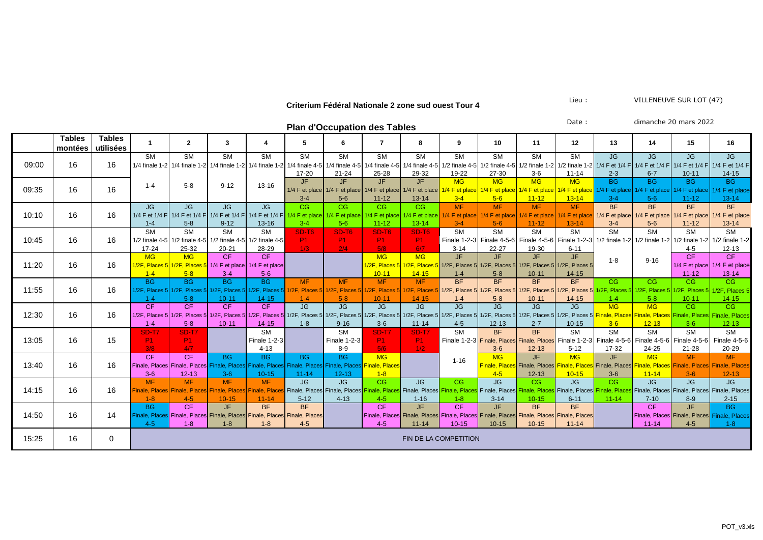## Criterium Fédéral Nationale 2 zone sud ouest Tour 4

Lieu : VILLENEUVE SUR LOT (47)

Date : dimanche 20 mars 2022

### Plan d'Occupation des Tables

| | Tables montées | Tables utilisées | 1 | 2 | 3 | 4 | 5 | 6 | 7 | 8 | 9 | 10 | 11 | 12 | 13 | 14 | 15 | 16 |
|---|---|---|---|---|---|---|---|---|---|---|---|---|---|---|---|---|---|---|
| 09:00 | 16 | 16 | SM 1/4 finale 1-2 | SM 1/4 finale 1-2 | SM 1/4 finale 1-2 | SM 1/4 finale 1-2 | SM 1/4 finale 4-5 17-20 | SM 1/4 finale 4-5 21-24 | SM 1/4 finale 4-5 25-28 | SM 1/4 finale 4-5 29-32 | SM 1/2 finale 4-5 19-22 | SM 1/2 finale 4-5 27-30 | SM 1/2 finale 1-2 3-6 | SM 1/2 finale 1-2 11-14 | JG 1/4 F et 1/4 F 2-3 | JG 1/4 F et 1/4 F 6-7 | JG 1/4 F et 1/4 F 10-11 | JG 1/4 F et 1/4 F 14-15 |
| 09:35 | 16 | 16 | 1-4 | 5-8 | 9-12 | 13-16 | JF 1/4 F et place 3-4 | JF 1/4 F et place 5-6 | JF 1/4 F et place 11-12 | JF 1/4 F et place 13-14 | MG 1/4 F et place 3-4 | MG 1/4 F et place 5-6 | MG 1/4 F et place 11-12 | MG 1/4 F et place 13-14 | BG 1/4 F et place 3-4 | BG 1/4 F et place 5-6 | BG 1/4 F et place 11-12 | BG 1/4 F et place 13-14 |
| 10:10 | 16 | 16 | JG 1/4 F et 1/4 F 1-4 | JG 1/4 F et 1/4 F 5-8 | JG 1/4 F et 1/4 F 9-12 | JG 1/4 F et 1/4 F 13-16 | CG 1/4 F et place 3-4 | CG 1/4 F et place 5-6 | CG 1/4 F et place 11-12 | CG 1/4 F et place 13-14 | MF 1/4 F et place 3-4 | MF 1/4 F et place 5-6 | MF 1/4 F et place 11-12 | MF 1/4 F et place 13-14 | BF 1/4 F et place 3-4 | BF 1/4 F et place 5-6 | BF 1/4 F et place 11-12 | BF 1/4 F et place 13-14 |
| 10:45 | 16 | 16 | SM 1/2 finale 4-5 17-24 | SM 1/2 finale 4-5 25-32 | SM 1/2 finale 4-5 20-21 | SM 1/2 finale 4-5 28-29 | SD-T6 P1 1/3 | SD-T6 P1 2/4 | SD-T6 P1 5/8 | SD-T6 P1 6/7 | SM Finale 1-2-3 3-14 | SM Finale 4-5-6 22-27 | SM Finale 4-5-6 19-30 | SM Finale 1-2-3 6-11 | SM 1/2 finale 1-2 | SM 1/2 finale 1-2 | SM 1/2 finale 1-2 4-5 | SM 1/2 finale 1-2 12-13 |
| 11:20 | 16 | 16 | MG 1/2F, Places 5 1-4 | MG 1/2F, Places 5 5-8 | CF 1/4 F et place 3-4 | CF 1/4 F et place 5-6 | | | MG 1/2F, Places 5 10-11 | MG 1/2F, Places 5 14-15 | JF 1/2F, Places 5 1-4 | JF 1/2F, Places 5 5-8 | JF 1/2F, Places 5 10-11 | JF 1/2F, Places 5 14-15 | 1-8 | 9-16 | CF 1/4 F et place 11-12 | CF 1/4 F et place 13-14 |
| 11:55 | 16 | 16 | BG 1/2F, Places 5 1-4 | BG 1/2F, Places 5 5-8 | BG 1/2F, Places 5 10-11 | BG 1/2F, Places 5 14-15 | MF 1/2F, Places 5 1-4 | MF 1/2F, Places 5 5-8 | MF 1/2F, Places 5 10-11 | MF 1/2F, Places 5 14-15 | BF 1/2F, Places 5 1-4 | BF 1/2F, Places 5 5-8 | BF 1/2F, Places 5 10-11 | BF 1/2F, Places 5 14-15 | CG 1/2F, Places 5 1-4 | CG 1/2F, Places 5 5-8 | CG 1/2F, Places 5 10-11 | CG 1/2F, Places 5 14-15 |
| 12:30 | 16 | 16 | CF 1/2F, Places 5 1-4 | CF 1/2F, Places 5 5-8 | CF 1/2F, Places 5 10-11 | CF 1/2F, Places 5 14-15 | JG 1/2F, Places 5 1-8 | JG 1/2F, Places 5 9-16 | JG 1/2F, Places 5 3-6 | JG 1/2F, Places 5 11-14 | JG 1/2F, Places 5 4-5 | JG 1/2F, Places 5 12-13 | JG 1/2F, Places 5 2-7 | JG 1/2F, Places 5 10-15 | MG Finale, Places 3-6 | MG Finale, Places 12-13 | CG Finale, Places 3-6 | CG Finale, Places 12-13 |
| 13:05 | 16 | 15 | SD-T7 P1 3/8 | SD-T7 P1 4/7 | | SM Finale 1-2-3 4-13 | | SM Finale 1-2-3 8-9 | SD-T7 P1 5/6 | SD-T7 P1 1/2 | SM Finale 1-2-3 | BF Finale, Places 3-6 | BF Finale, Places 12-13 | SM Finale 1-2-3 5-12 | SM Finale 4-5-6 17-32 | SM Finale 4-5-6 24-25 | SM Finale 4-5-6 21-28 | SM Finale 4-5-6 20-29 |
| 13:40 | 16 | 16 | CF Finale, Places 3-6 | CF Finale, Places 12-13 | BG Finale, Places 3-6 | BG Finale, Places 10-15 | BG Finale, Places 11-14 | BG Finale, Places 12-13 | MG Finale, Places 1-8 | | 1-16 | MG Finale, Places 4-5 | JF Finale, Places 12-13 | MG Finale, Places 10-15 | JF Finale, Places 3-6 | MG Finale, Places 11-14 | MF Finale, Places 3-6 | MF Finale, Places 12-13 |
| 14:15 | 16 | 16 | MF Finale, Places 1-8 | MF Finale, Places 4-5 | MF Finale, Places 10-15 | MF Finale, Places 11-14 | JG Finale, Places 5-12 | JG Finale, Places 4-13 | CG Finale, Places 4-5 | JG Finale, Places 1-16 | CG Finale, Places 1-8 | JG Finale, Places 3-14 | CG Finale, Places 10-15 | JG Finale, Places 6-11 | CG Finale, Places 11-14 | JG Finale, Places 7-10 | JG Finale, Places 8-9 | JG Finale, Places 2-15 |
| 14:50 | 16 | 14 | BG Finale, Places 4-5 | CF Finale, Places 1-8 | JF Finale, Places 1-8 | BF Finale, Places 1-8 | BF Finale, Places 4-5 | | CF Finale, Places 4-5 | JF Finale, Places 11-14 | CF Finale, Places 10-15 | JF Finale, Places 10-15 | BF Finale, Places 10-15 | BF Finale, Places 11-14 | | CF Finale, Places 11-14 | JF Finale, Places 4-5 | BG Finale, Places 1-8 |
| 15:25 | 16 | 0 | FIN DE LA COMPETITION | | | | | | | | | | | | | | | |

POT_v3.xls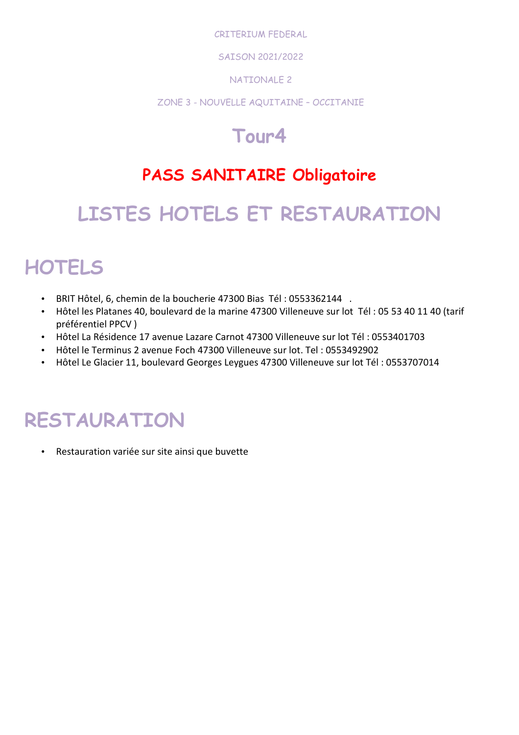CRITERIUM FEDERAL

SAISON 2021/2022

NATIONALE 2

ZONE 3 - NOUVELLE AQUITAINE – OCCITANIE

# Tour4

## PASS SANITAIRE Obligatoire

# LISTES HOTELS ET RESTAURATION

## HOTELS

- BRIT Hôtel, 6, chemin de la boucherie 47300 Bias Tél : 0553362144 .
- Hôtel les Platanes 40, boulevard de la marine 47300 Villeneuve sur lot Tél : 05 53 40 11 40 (tarif préférentiel PPCV )
- Hôtel La Résidence 17 avenue Lazare Carnot 47300 Villeneuve sur lot Tél : 0553401703
- Hôtel le Terminus 2 avenue Foch 47300 Villeneuve sur lot. Tel : 0553492902
- Hôtel Le Glacier 11, boulevard Georges Leygues 47300 Villeneuve sur lot Tél : 0553707014

## RESTAURATION

- Restauration variée sur site ainsi que buvette